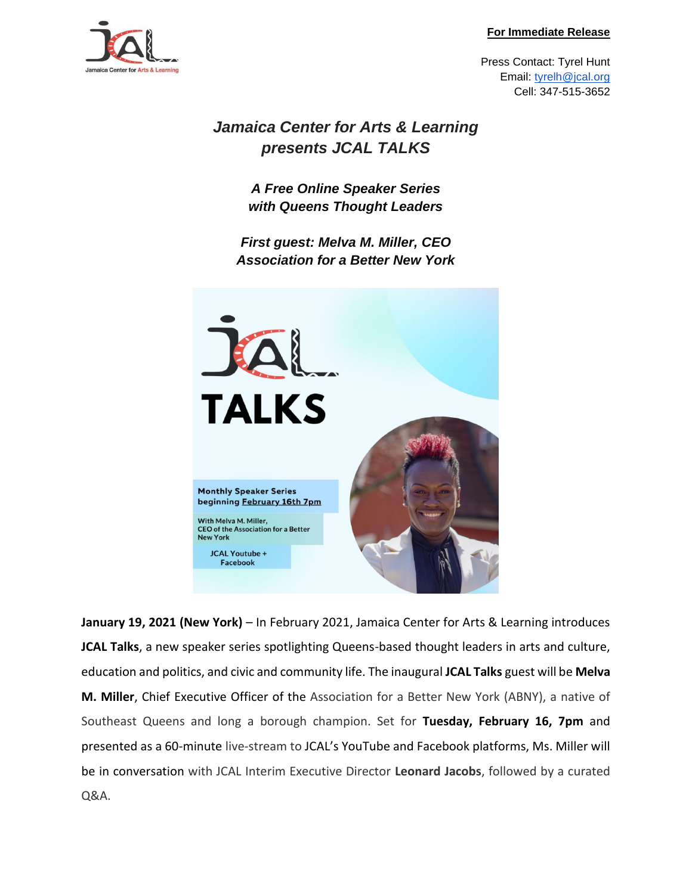**For Immediate Release**

Press Contact: Tyrel Hunt
Email: tyrelh@jcal.org
Cell: 347-515-3652

# *Jamaica Center for Arts & Learning presents JCAL TALKS*

## *A Free Online Speaker Series with Queens Thought Leaders*

### *First guest: Melva M. Miller, CEO Association for a Better New York*

**January 19, 2021 (New York)** – In February 2021, Jamaica Center for Arts & Learning introduces **JCAL Talks**, a new speaker series spotlighting Queens-based thought leaders in arts and culture, education and politics, and civic and community life. The inaugural **JCAL Talks** guest will be **Melva M. Miller**, Chief Executive Officer of the Association for a Better New York (ABNY), a native of Southeast Queens and long a borough champion. Set for **Tuesday, February 16, 7pm** and presented as a 60-minute live-stream to JCAL's YouTube and Facebook platforms, Ms. Miller will be in conversation with JCAL Interim Executive Director **Leonard Jacobs**, followed by a curated Q&A.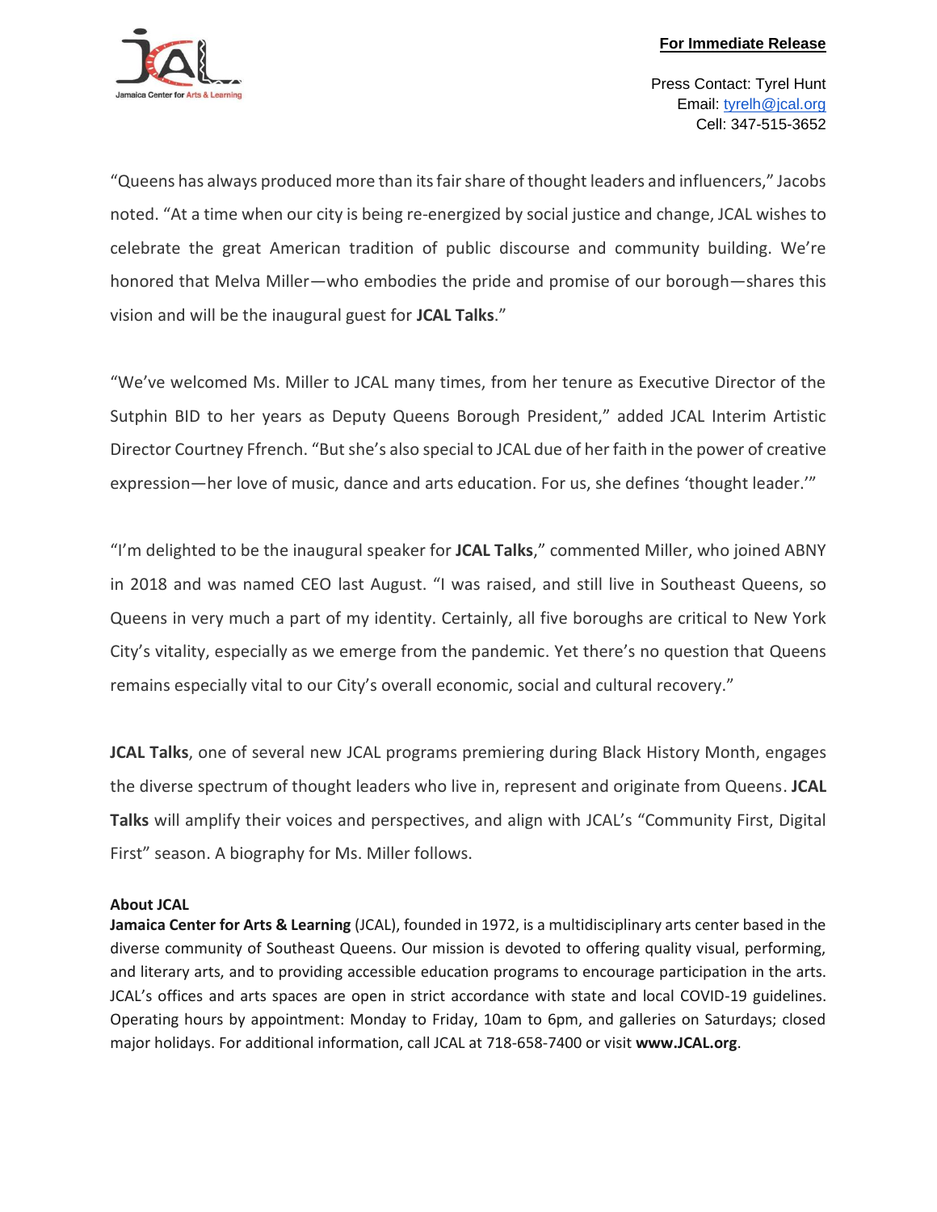**For Immediate Release**

Press Contact: Tyrel Hunt
Email: tyrelh@jcal.org
Cell: 347-515-3652

"Queens has always produced more than its fair share of thought leaders and influencers," Jacobs noted. "At a time when our city is being re-energized by social justice and change, JCAL wishes to celebrate the great American tradition of public discourse and community building. We're honored that Melva Miller—who embodies the pride and promise of our borough—shares this vision and will be the inaugural guest for **JCAL Talks**."

"We've welcomed Ms. Miller to JCAL many times, from her tenure as Executive Director of the Sutphin BID to her years as Deputy Queens Borough President," added JCAL Interim Artistic Director Courtney Ffrench. "But she's also special to JCAL due of her faith in the power of creative expression—her love of music, dance and arts education. For us, she defines 'thought leader.'"

"I'm delighted to be the inaugural speaker for **JCAL Talks**," commented Miller, who joined ABNY in 2018 and was named CEO last August. "I was raised, and still live in Southeast Queens, so Queens in very much a part of my identity. Certainly, all five boroughs are critical to New York City's vitality, especially as we emerge from the pandemic. Yet there's no question that Queens remains especially vital to our City's overall economic, social and cultural recovery."

**JCAL Talks**, one of several new JCAL programs premiering during Black History Month, engages the diverse spectrum of thought leaders who live in, represent and originate from Queens. **JCAL Talks** will amplify their voices and perspectives, and align with JCAL's "Community First, Digital First" season. A biography for Ms. Miller follows.

**About JCAL**

**Jamaica Center for Arts & Learning** (JCAL), founded in 1972, is a multidisciplinary arts center based in the diverse community of Southeast Queens. Our mission is devoted to offering quality visual, performing, and literary arts, and to providing accessible education programs to encourage participation in the arts. JCAL's offices and arts spaces are open in strict accordance with state and local COVID-19 guidelines. Operating hours by appointment: Monday to Friday, 10am to 6pm, and galleries on Saturdays; closed major holidays. For additional information, call JCAL at 718-658-7400 or visit **www.JCAL.org**.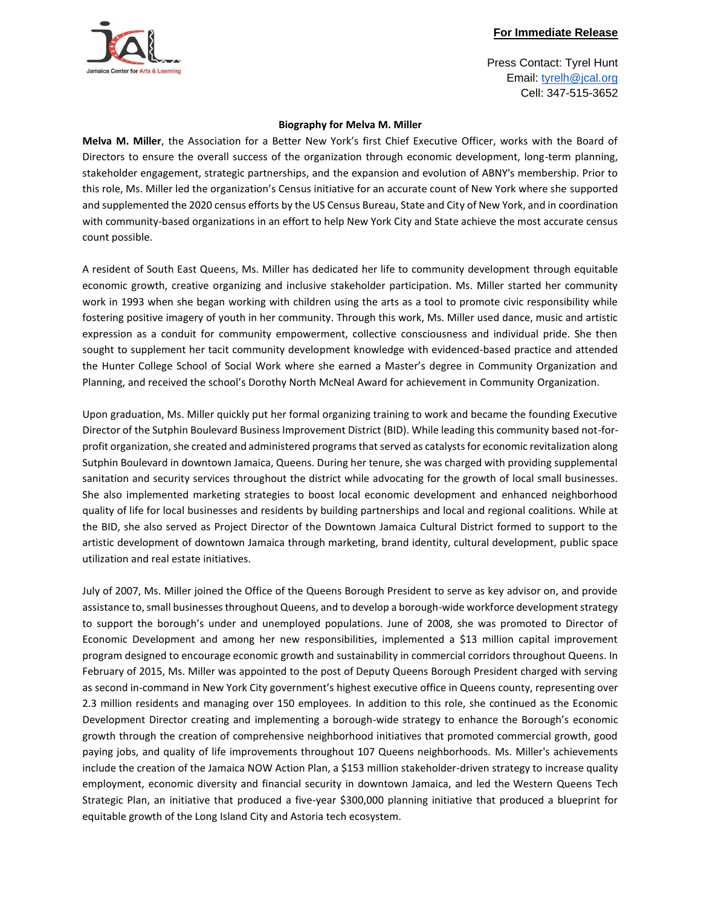**For Immediate Release**

Press Contact: Tyrel Hunt
Email: tyrelh@jcal.org
Cell: 347-515-3652

**Biography for Melva M. Miller**

**Melva M. Miller**, the Association for a Better New York's first Chief Executive Officer, works with the Board of Directors to ensure the overall success of the organization through economic development, long-term planning, stakeholder engagement, strategic partnerships, and the expansion and evolution of ABNY's membership. Prior to this role, Ms. Miller led the organization's Census initiative for an accurate count of New York where she supported and supplemented the 2020 census efforts by the US Census Bureau, State and City of New York, and in coordination with community-based organizations in an effort to help New York City and State achieve the most accurate census count possible.

A resident of South East Queens, Ms. Miller has dedicated her life to community development through equitable economic growth, creative organizing and inclusive stakeholder participation. Ms. Miller started her community work in 1993 when she began working with children using the arts as a tool to promote civic responsibility while fostering positive imagery of youth in her community. Through this work, Ms. Miller used dance, music and artistic expression as a conduit for community empowerment, collective consciousness and individual pride. She then sought to supplement her tacit community development knowledge with evidenced-based practice and attended the Hunter College School of Social Work where she earned a Master's degree in Community Organization and Planning, and received the school's Dorothy North McNeal Award for achievement in Community Organization.

Upon graduation, Ms. Miller quickly put her formal organizing training to work and became the founding Executive Director of the Sutphin Boulevard Business Improvement District (BID). While leading this community based not-for-profit organization, she created and administered programs that served as catalysts for economic revitalization along Sutphin Boulevard in downtown Jamaica, Queens. During her tenure, she was charged with providing supplemental sanitation and security services throughout the district while advocating for the growth of local small businesses. She also implemented marketing strategies to boost local economic development and enhanced neighborhood quality of life for local businesses and residents by building partnerships and local and regional coalitions. While at the BID, she also served as Project Director of the Downtown Jamaica Cultural District formed to support to the artistic development of downtown Jamaica through marketing, brand identity, cultural development, public space utilization and real estate initiatives.

July of 2007, Ms. Miller joined the Office of the Queens Borough President to serve as key advisor on, and provide assistance to, small businesses throughout Queens, and to develop a borough-wide workforce development strategy to support the borough's under and unemployed populations. June of 2008, she was promoted to Director of Economic Development and among her new responsibilities, implemented a $13 million capital improvement program designed to encourage economic growth and sustainability in commercial corridors throughout Queens. In February of 2015, Ms. Miller was appointed to the post of Deputy Queens Borough President charged with serving as second in-command in New York City government's highest executive office in Queens county, representing over 2.3 million residents and managing over 150 employees. In addition to this role, she continued as the Economic Development Director creating and implementing a borough-wide strategy to enhance the Borough's economic growth through the creation of comprehensive neighborhood initiatives that promoted commercial growth, good paying jobs, and quality of life improvements throughout 107 Queens neighborhoods. Ms. Miller's achievements include the creation of the Jamaica NOW Action Plan, a $153 million stakeholder-driven strategy to increase quality employment, economic diversity and financial security in downtown Jamaica, and led the Western Queens Tech Strategic Plan, an initiative that produced a five-year $300,000 planning initiative that produced a blueprint for equitable growth of the Long Island City and Astoria tech ecosystem.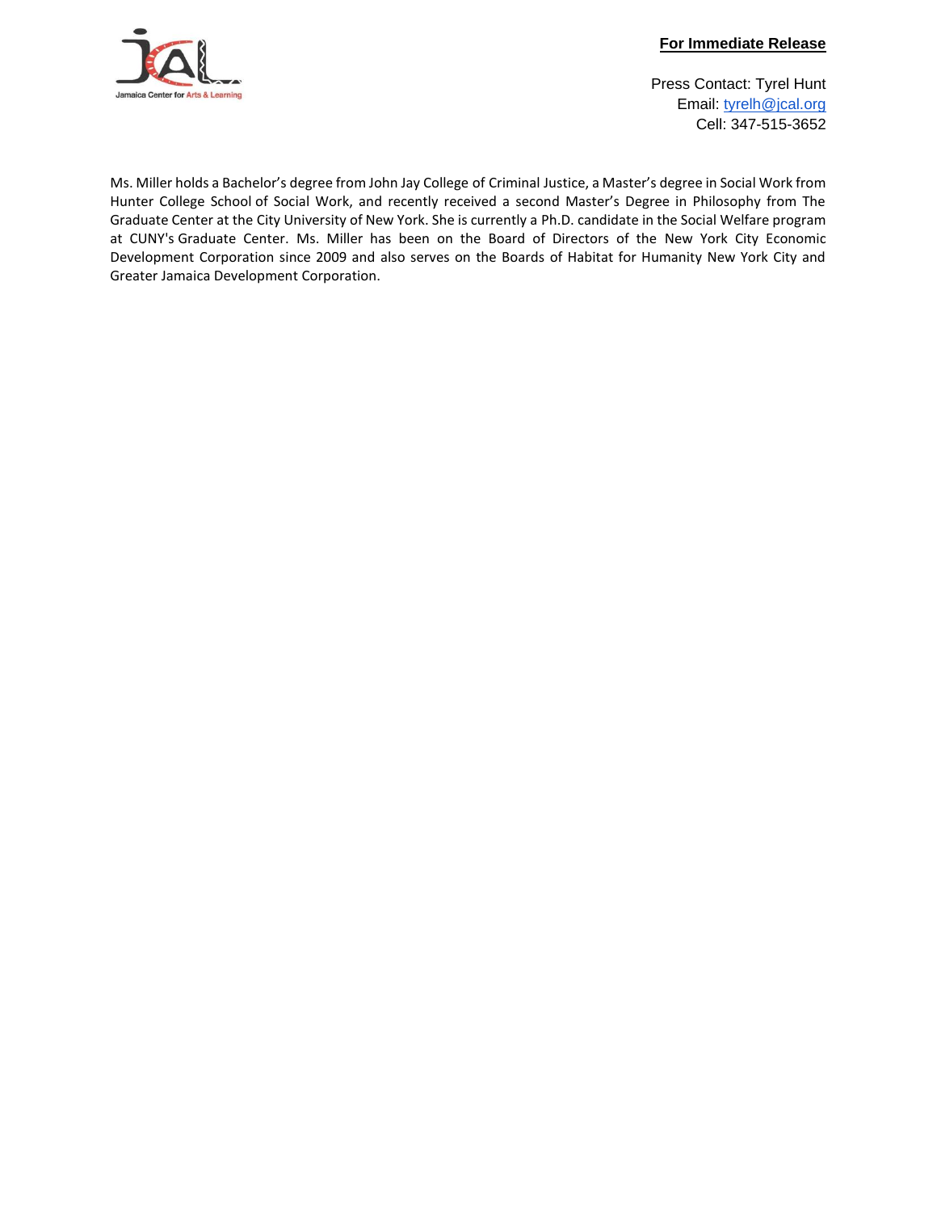**For Immediate Release**

Press Contact: Tyrel Hunt
Email: tyrelh@jcal.org
Cell: 347-515-3652

Ms. Miller holds a Bachelor's degree from John Jay College of Criminal Justice, a Master's degree in Social Work from Hunter College School of Social Work, and recently received a second Master's Degree in Philosophy from The Graduate Center at the City University of New York. She is currently a Ph.D. candidate in the Social Welfare program at CUNY's Graduate Center. Ms. Miller has been on the Board of Directors of the New York City Economic Development Corporation since 2009 and also serves on the Boards of Habitat for Humanity New York City and Greater Jamaica Development Corporation.